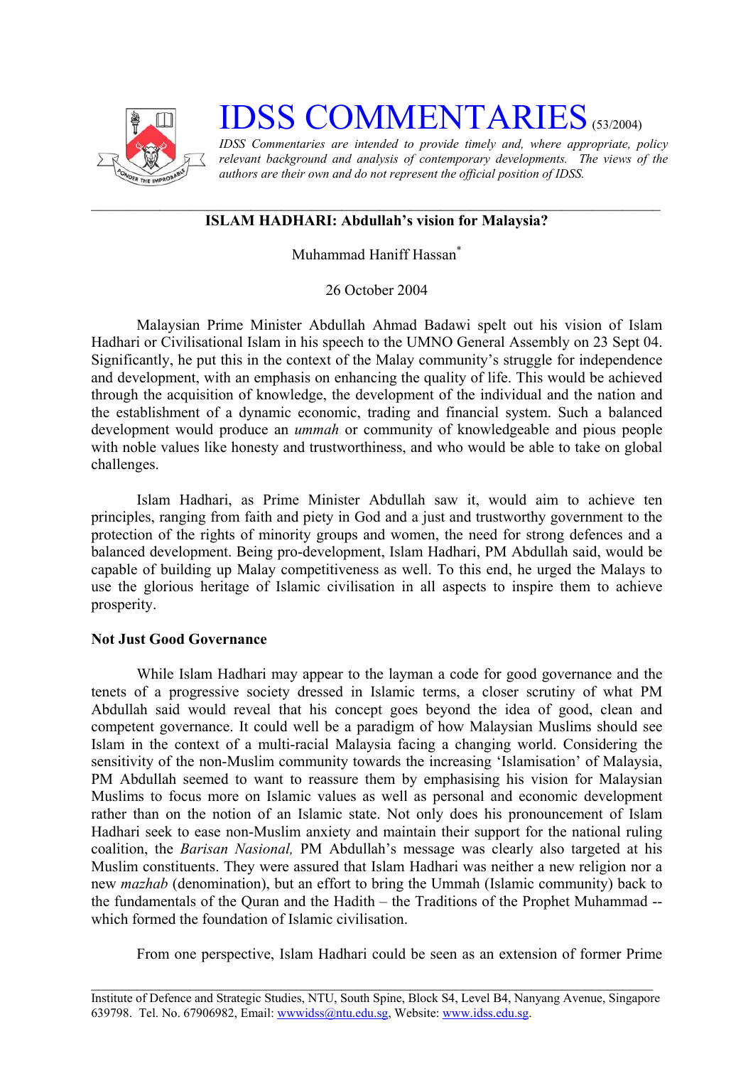# IDSS COMMENTARIES (53/2004)

*IDSS Commentaries are intended to provide timely and, where appropriate, policy relevant background and analysis of contemporary developments. The views of the authors are their own and do not represent the official position of IDSS.*

---

## ISLAM HADHARI: Abdullah's vision for Malaysia?

Muhammad Haniff Hassan*

26 October 2004

Malaysian Prime Minister Abdullah Ahmad Badawi spelt out his vision of Islam Hadhari or Civilisational Islam in his speech to the UMNO General Assembly on 23 Sept 04. Significantly, he put this in the context of the Malay community's struggle for independence and development, with an emphasis on enhancing the quality of life. This would be achieved through the acquisition of knowledge, the development of the individual and the nation and the establishment of a dynamic economic, trading and financial system. Such a balanced development would produce an *ummah* or community of knowledgeable and pious people with noble values like honesty and trustworthiness, and who would be able to take on global challenges.

Islam Hadhari, as Prime Minister Abdullah saw it, would aim to achieve ten principles, ranging from faith and piety in God and a just and trustworthy government to the protection of the rights of minority groups and women, the need for strong defences and a balanced development. Being pro-development, Islam Hadhari, PM Abdullah said, would be capable of building up Malay competitiveness as well. To this end, he urged the Malays to use the glorious heritage of Islamic civilisation in all aspects to inspire them to achieve prosperity.

### Not Just Good Governance

While Islam Hadhari may appear to the layman a code for good governance and the tenets of a progressive society dressed in Islamic terms, a closer scrutiny of what PM Abdullah said would reveal that his concept goes beyond the idea of good, clean and competent governance. It could well be a paradigm of how Malaysian Muslims should see Islam in the context of a multi-racial Malaysia facing a changing world. Considering the sensitivity of the non-Muslim community towards the increasing 'Islamisation' of Malaysia, PM Abdullah seemed to want to reassure them by emphasising his vision for Malaysian Muslims to focus more on Islamic values as well as personal and economic development rather than on the notion of an Islamic state. Not only does his pronouncement of Islam Hadhari seek to ease non-Muslim anxiety and maintain their support for the national ruling coalition, the *Barisan Nasional,* PM Abdullah's message was clearly also targeted at his Muslim constituents. They were assured that Islam Hadhari was neither a new religion nor a new *mazhab* (denomination), but an effort to bring the Ummah (Islamic community) back to the fundamentals of the Quran and the Hadith – the Traditions of the Prophet Muhammad -- which formed the foundation of Islamic civilisation.

From one perspective, Islam Hadhari could be seen as an extension of former Prime

---

Institute of Defence and Strategic Studies, NTU, South Spine, Block S4, Level B4, Nanyang Avenue, Singapore 639798. Tel. No. 67906982, Email: wwwidss@ntu.edu.sg, Website: www.idss.edu.sg.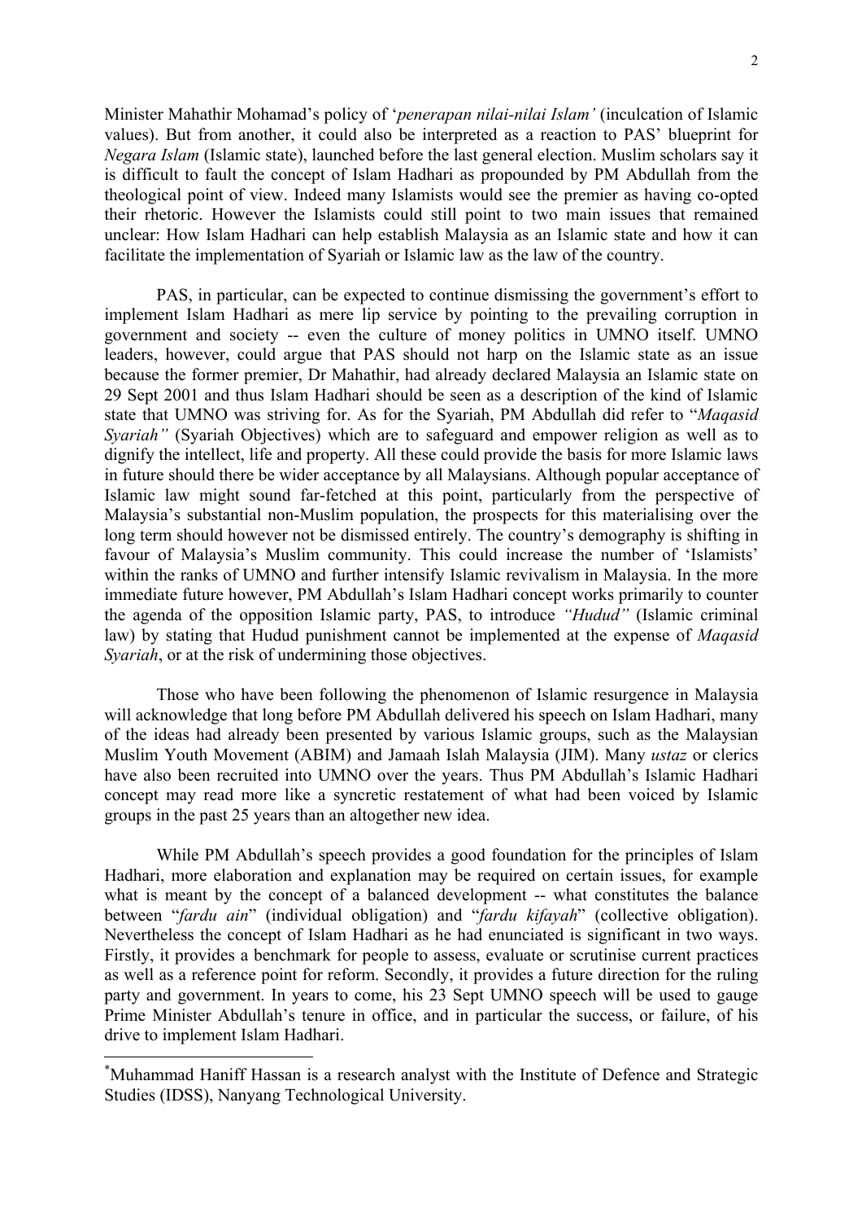Minister Mahathir Mohamad's policy of '*penerapan nilai-nilai Islam'* (inculcation of Islamic values). But from another, it could also be interpreted as a reaction to PAS' blueprint for *Negara Islam* (Islamic state), launched before the last general election. Muslim scholars say it is difficult to fault the concept of Islam Hadhari as propounded by PM Abdullah from the theological point of view. Indeed many Islamists would see the premier as having co-opted their rhetoric. However the Islamists could still point to two main issues that remained unclear: How Islam Hadhari can help establish Malaysia as an Islamic state and how it can facilitate the implementation of Syariah or Islamic law as the law of the country.

PAS, in particular, can be expected to continue dismissing the government's effort to implement Islam Hadhari as mere lip service by pointing to the prevailing corruption in government and society -- even the culture of money politics in UMNO itself. UMNO leaders, however, could argue that PAS should not harp on the Islamic state as an issue because the former premier, Dr Mahathir, had already declared Malaysia an Islamic state on 29 Sept 2001 and thus Islam Hadhari should be seen as a description of the kind of Islamic state that UMNO was striving for. As for the Syariah, PM Abdullah did refer to "*Maqasid Syariah"* (Syariah Objectives) which are to safeguard and empower religion as well as to dignify the intellect, life and property. All these could provide the basis for more Islamic laws in future should there be wider acceptance by all Malaysians. Although popular acceptance of Islamic law might sound far-fetched at this point, particularly from the perspective of Malaysia's substantial non-Muslim population, the prospects for this materialising over the long term should however not be dismissed entirely. The country's demography is shifting in favour of Malaysia's Muslim community. This could increase the number of 'Islamists' within the ranks of UMNO and further intensify Islamic revivalism in Malaysia. In the more immediate future however, PM Abdullah's Islam Hadhari concept works primarily to counter the agenda of the opposition Islamic party, PAS, to introduce *"Hudud"* (Islamic criminal law) by stating that Hudud punishment cannot be implemented at the expense of *Maqasid Syariah*, or at the risk of undermining those objectives.

Those who have been following the phenomenon of Islamic resurgence in Malaysia will acknowledge that long before PM Abdullah delivered his speech on Islam Hadhari, many of the ideas had already been presented by various Islamic groups, such as the Malaysian Muslim Youth Movement (ABIM) and Jamaah Islah Malaysia (JIM). Many *ustaz* or clerics have also been recruited into UMNO over the years. Thus PM Abdullah's Islamic Hadhari concept may read more like a syncretic restatement of what had been voiced by Islamic groups in the past 25 years than an altogether new idea.

While PM Abdullah's speech provides a good foundation for the principles of Islam Hadhari, more elaboration and explanation may be required on certain issues, for example what is meant by the concept of a balanced development -- what constitutes the balance between "*fardu ain*" (individual obligation) and "*fardu kifayah*" (collective obligation). Nevertheless the concept of Islam Hadhari as he had enunciated is significant in two ways. Firstly, it provides a benchmark for people to assess, evaluate or scrutinise current practices as well as a reference point for reform. Secondly, it provides a future direction for the ruling party and government. In years to come, his 23 Sept UMNO speech will be used to gauge Prime Minister Abdullah's tenure in office, and in particular the success, or failure, of his drive to implement Islam Hadhari.

---

[*] Muhammad Haniff Hassan is a research analyst with the Institute of Defence and Strategic Studies (IDSS), Nanyang Technological University.